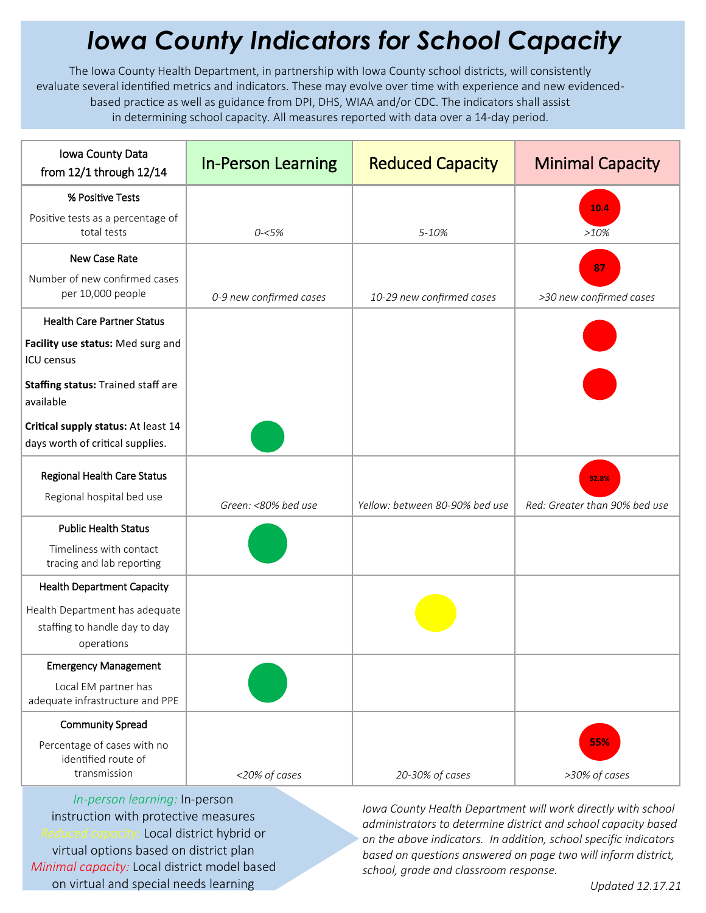# Iowa County Indicators for School Capacity

The Iowa County Health Department, in partnership with Iowa County school districts, will consistently evaluate several identified metrics and indicators. These may evolve over time with experience and new evidenced-based practice as well as guidance from DPI, DHS, WIAA and/or CDC. The indicators shall assist in determining school capacity. All measures reported with data over a 14-day period.

| Iowa County Data from 12/1 through 12/14 | In-Person Learning | Reduced Capacity | Minimal Capacity |
|---|---|---|---|
| **% Positive Tests**<br>Positive tests as a percentage of total tests | *0-<5%* | *5-10%* | 10.4<br>*>10%* |
| **New Case Rate**<br>Number of new confirmed cases per 10,000 people | *0-9 new confirmed cases* | *10-29 new confirmed cases* | 87<br>*>30 new confirmed cases* |
| **Health Care Partner Status**<br>**Facility use status:** Med surg and ICU census | | | ● (red) |
| **Staffing status:** Trained staff are available | | | ● (red) |
| **Critical supply status:** At least 14 days worth of critical supplies. | ● (green) | | |
| **Regional Health Care Status**<br>Regional hospital bed use | *Green: <80% bed use* | *Yellow: between 80-90% bed use* | 92.8%<br>*Red: Greater than 90% bed use* |
| **Public Health Status**<br>Timeliness with contact tracing and lab reporting | ● (green) | | |
| **Health Department Capacity**<br>Health Department has adequate staffing to handle day to day operations | | ● (yellow) | |
| **Emergency Management**<br>Local EM partner has adequate infrastructure and PPE | ● (green) | | |
| **Community Spread**<br>Percentage of cases with no identified route of transmission | *<20% of cases* | *20-30% of cases* | 55%<br>*>30% of cases* |

*In-person learning:* In-person instruction with protective measures
*Reduced capacity:* Local district hybrid or virtual options based on district plan
*Minimal capacity:* Local district model based on virtual and special needs learning

*Iowa County Health Department will work directly with school administrators to determine district and school capacity based on the above indicators. In addition, school specific indicators based on questions answered on page two will inform district, school, grade and classroom response.*

*Updated 12.17.21*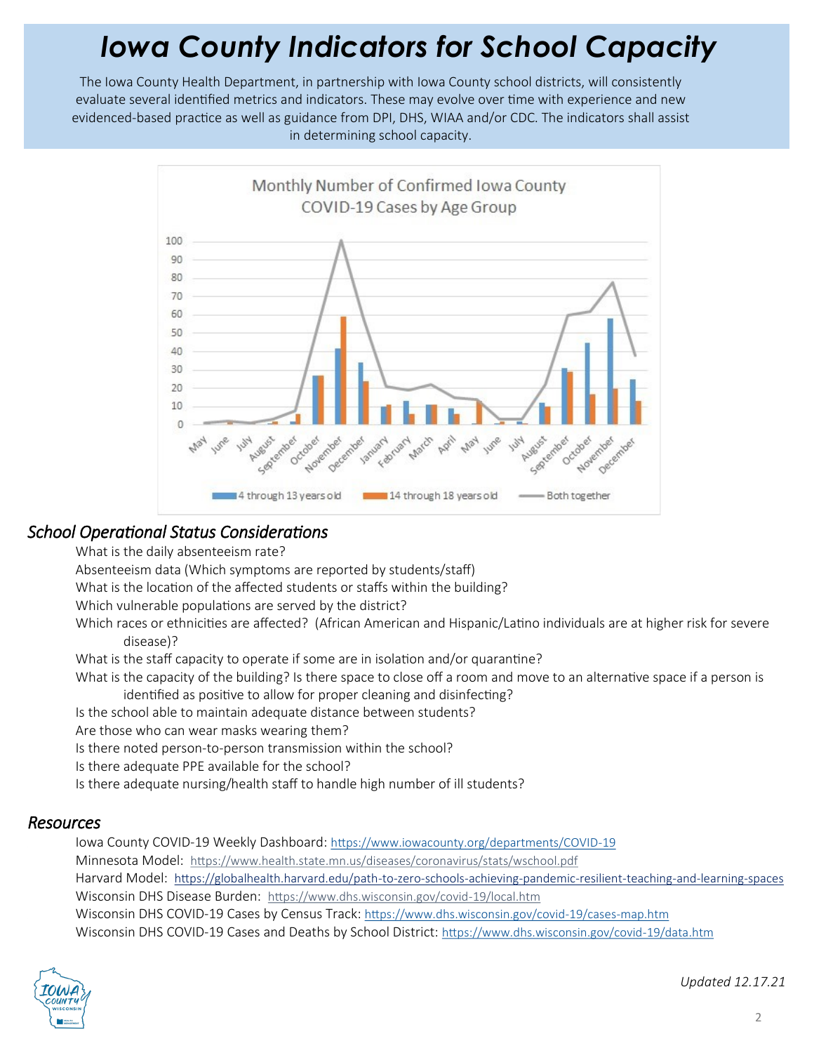# Iowa County Indicators for School Capacity

The Iowa County Health Department, in partnership with Iowa County school districts, will consistently evaluate several identified metrics and indicators. These may evolve over time with experience and new evidenced-based practice as well as guidance from DPI, DHS, WIAA and/or CDC. The indicators shall assist in determining school capacity.

Monthly Number of Confirmed Iowa County COVID-19 Cases by Age Group

100
90
80
70
60
50
40
30
20
10
0

May June July August September October November December January February March April May June July August September October November December

4 through 13 years old
14 through 18 years old
Both together

## *School Operational Status Considerations*

What is the daily absenteeism rate?
Absenteeism data (Which symptoms are reported by students/staff)
What is the location of the affected students or staffs within the building?
Which vulnerable populations are served by the district?
Which races or ethnicities are affected? (African American and Hispanic/Latino individuals are at higher risk for severe disease)?
What is the staff capacity to operate if some are in isolation and/or quarantine?
What is the capacity of the building? Is there space to close off a room and move to an alternative space if a person is identified as positive to allow for proper cleaning and disinfecting?
Is the school able to maintain adequate distance between students?
Are those who can wear masks wearing them?
Is there noted person-to-person transmission within the school?
Is there adequate PPE available for the school?
Is there adequate nursing/health staff to handle high number of ill students?

## *Resources*

Iowa County COVID-19 Weekly Dashboard: https://www.iowacounty.org/departments/COVID-19
Minnesota Model: https://www.health.state.mn.us/diseases/coronavirus/stats/wschool.pdf
Harvard Model: https://globalhealth.harvard.edu/path-to-zero-schools-achieving-pandemic-resilient-teaching-and-learning-spaces
Wisconsin DHS Disease Burden: https://www.dhs.wisconsin.gov/covid-19/local.htm
Wisconsin DHS COVID-19 Cases by Census Track: https://www.dhs.wisconsin.gov/covid-19/cases-map.htm
Wisconsin DHS COVID-19 Cases and Deaths by School District: https://www.dhs.wisconsin.gov/covid-19/data.htm

*Updated 12.17.21*